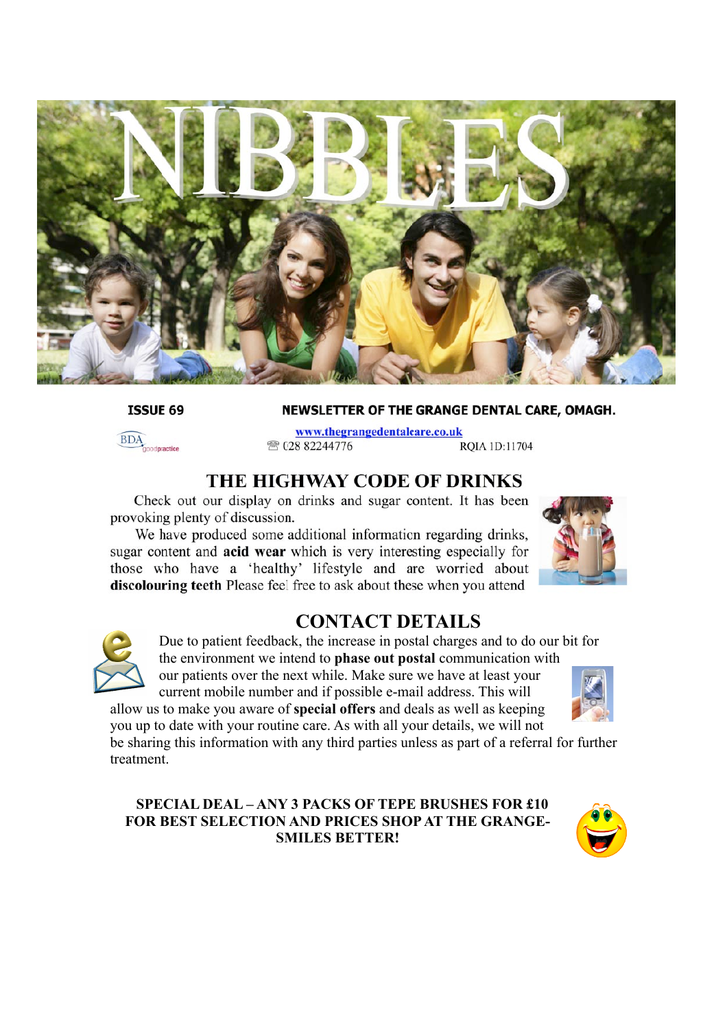# NIBBLES

**ISSUE 69** **NEWSLETTER OF THE GRANGE DENTAL CARE, OMAGH.**

BDA goodpractice

www.thegrangedentalcare.co.uk

☏ 028 82244776 RQIA ID:11704

## THE HIGHWAY CODE OF DRINKS

Check out our display on drinks and sugar content. It has been provoking plenty of discussion.

We have produced some additional information regarding drinks, sugar content and **acid wear** which is very interesting especially for those who have a 'healthy' lifestyle and are worried about **discolouring teeth** Please feel free to ask about these when you attend

## CONTACT DETAILS

Due to patient feedback, the increase in postal charges and to do our bit for the environment we intend to **phase out postal** communication with our patients over the next while. Make sure we have at least your current mobile number and if possible e-mail address. This will allow us to make you aware of **special offers** and deals as well as keeping you up to date with your routine care. As with all your details, we will not be sharing this information with any third parties unless as part of a referral for further treatment.

**SPECIAL DEAL – ANY 3 PACKS OF TEPE BRUSHES FOR £10**
**FOR BEST SELECTION AND PRICES SHOP AT THE GRANGE-**
**SMILES BETTER!**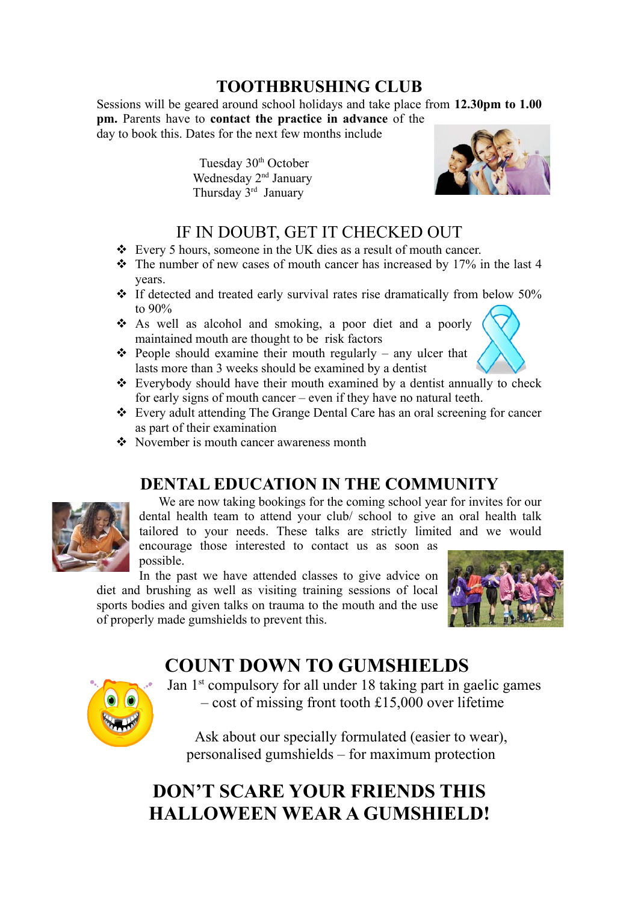## TOOTHBRUSHING CLUB

Sessions will be geared around school holidays and take place from **12.30pm to 1.00 pm.** Parents have to **contact the practice in advance** of the day to book this. Dates for the next few months include

Tuesday 30th October
Wednesday 2nd January
Thursday 3rd January

## IF IN DOUBT, GET IT CHECKED OUT

- Every 5 hours, someone in the UK dies as a result of mouth cancer.
- The number of new cases of mouth cancer has increased by 17% in the last 4 years.
- If detected and treated early survival rates rise dramatically from below 50% to 90%
- As well as alcohol and smoking, a poor diet and a poorly maintained mouth are thought to be risk factors
- People should examine their mouth regularly – any ulcer that lasts more than 3 weeks should be examined by a dentist
- Everybody should have their mouth examined by a dentist annually to check for early signs of mouth cancer – even if they have no natural teeth.
- Every adult attending The Grange Dental Care has an oral screening for cancer as part of their examination
- November is mouth cancer awareness month

## DENTAL EDUCATION IN THE COMMUNITY

We are now taking bookings for the coming school year for invites for our dental health team to attend your club/ school to give an oral health talk tailored to your needs. These talks are strictly limited and we would encourage those interested to contact us as soon as possible.

In the past we have attended classes to give advice on diet and brushing as well as visiting training sessions of local sports bodies and given talks on trauma to the mouth and the use of properly made gumshields to prevent this.

## COUNT DOWN TO GUMSHIELDS

Jan 1st compulsory for all under 18 taking part in gaelic games – cost of missing front tooth £15,000 over lifetime

Ask about our specially formulated (easier to wear), personalised gumshields – for maximum protection

## DON'T SCARE YOUR FRIENDS THIS HALLOWEEN WEAR A GUMSHIELD!